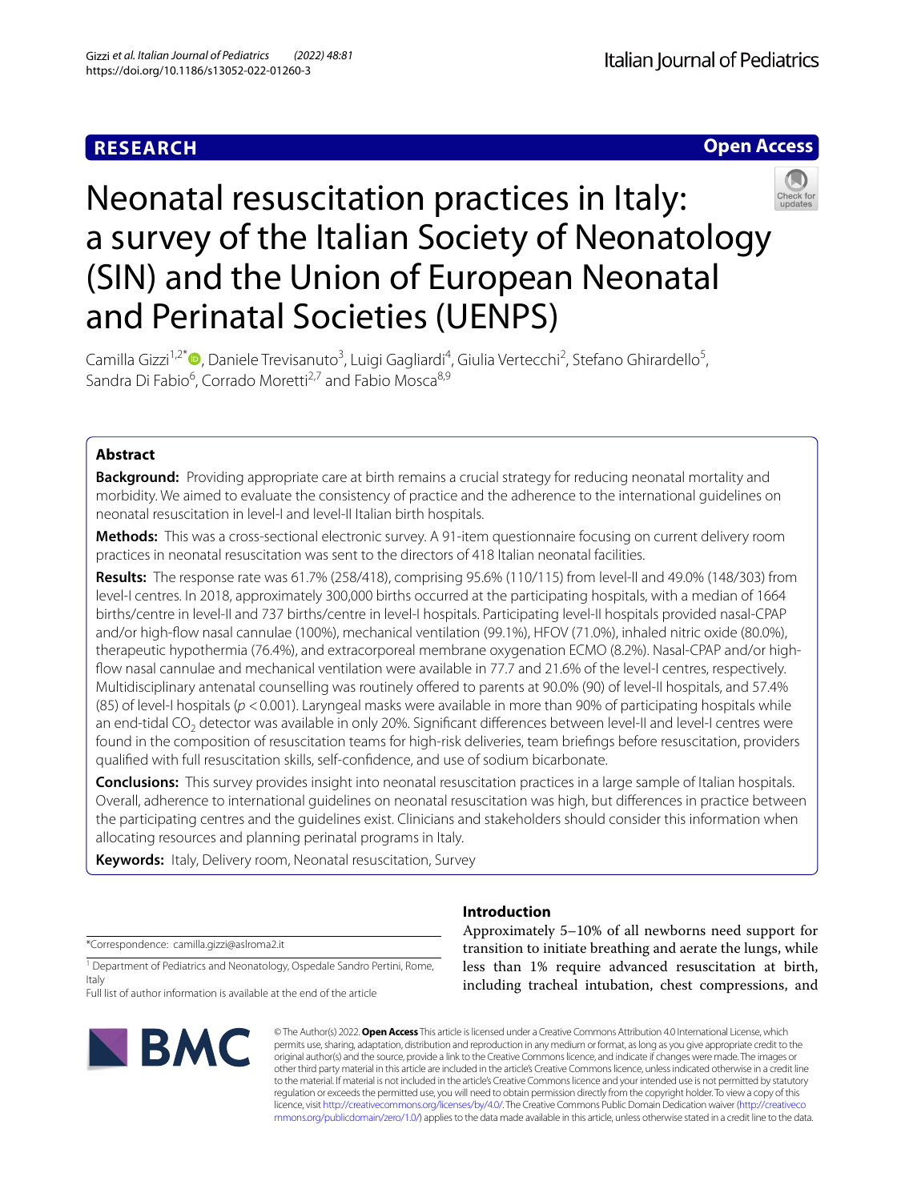**RESEARCH** **Open Access**

# Neonatal resuscitation practices in Italy: a survey of the Italian Society of Neonatology (SIN) and the Union of European Neonatal and Perinatal Societies (UENPS)

Camilla Gizzi[1,2*], Daniele Trevisanuto[3], Luigi Gagliardi[4], Giulia Vertecchi[2], Stefano Ghirardello[5], Sandra Di Fabio[6], Corrado Moretti[2,7] and Fabio Mosca[8,9]

## Abstract

**Background:** Providing appropriate care at birth remains a crucial strategy for reducing neonatal mortality and morbidity. We aimed to evaluate the consistency of practice and the adherence to the international guidelines on neonatal resuscitation in level-I and level-II Italian birth hospitals.

**Methods:** This was a cross-sectional electronic survey. A 91-item questionnaire focusing on current delivery room practices in neonatal resuscitation was sent to the directors of 418 Italian neonatal facilities.

**Results:** The response rate was 61.7% (258/418), comprising 95.6% (110/115) from level-II and 49.0% (148/303) from level-I centres. In 2018, approximately 300,000 births occurred at the participating hospitals, with a median of 1664 births/centre in level-II and 737 births/centre in level-I hospitals. Participating level-II hospitals provided nasal-CPAP and/or high-flow nasal cannulae (100%), mechanical ventilation (99.1%), HFOV (71.0%), inhaled nitric oxide (80.0%), therapeutic hypothermia (76.4%), and extracorporeal membrane oxygenation ECMO (8.2%). Nasal-CPAP and/or high-flow nasal cannulae and mechanical ventilation were available in 77.7 and 21.6% of the level-I centres, respectively. Multidisciplinary antenatal counselling was routinely offered to parents at 90.0% (90) of level-II hospitals, and 57.4% (85) of level-I hospitals ($p < 0.001$). Laryngeal masks were available in more than 90% of participating hospitals while an end-tidal $CO_2$ detector was available in only 20%. Significant differences between level-II and level-I centres were found in the composition of resuscitation teams for high-risk deliveries, team briefings before resuscitation, providers qualified with full resuscitation skills, self-confidence, and use of sodium bicarbonate.

**Conclusions:** This survey provides insight into neonatal resuscitation practices in a large sample of Italian hospitals. Overall, adherence to international guidelines on neonatal resuscitation was high, but differences in practice between the participating centres and the guidelines exist. Clinicians and stakeholders should consider this information when allocating resources and planning perinatal programs in Italy.

**Keywords:** Italy, Delivery room, Neonatal resuscitation, Survey

*Correspondence: camilla.gizzi@aslroma2.it

[1] Department of Pediatrics and Neonatology, Ospedale Sandro Pertini, Rome, Italy

Full list of author information is available at the end of the article

## Introduction

Approximately 5–10% of all newborns need support for transition to initiate breathing and aerate the lungs, while less than 1% require advanced resuscitation at birth, including tracheal intubation, chest compressions, and

© The Author(s) 2022. **Open Access** This article is licensed under a Creative Commons Attribution 4.0 International License, which permits use, sharing, adaptation, distribution and reproduction in any medium or format, as long as you give appropriate credit to the original author(s) and the source, provide a link to the Creative Commons licence, and indicate if changes were made. The images or other third party material in this article are included in the article's Creative Commons licence, unless indicated otherwise in a credit line to the material. If material is not included in the article's Creative Commons licence and your intended use is not permitted by statutory regulation or exceeds the permitted use, you will need to obtain permission directly from the copyright holder. To view a copy of this licence, visit http://creativecommons.org/licenses/by/4.0/. The Creative Commons Public Domain Dedication waiver (http://creativecommons.org/publicdomain/zero/1.0/) applies to the data made available in this article, unless otherwise stated in a credit line to the data.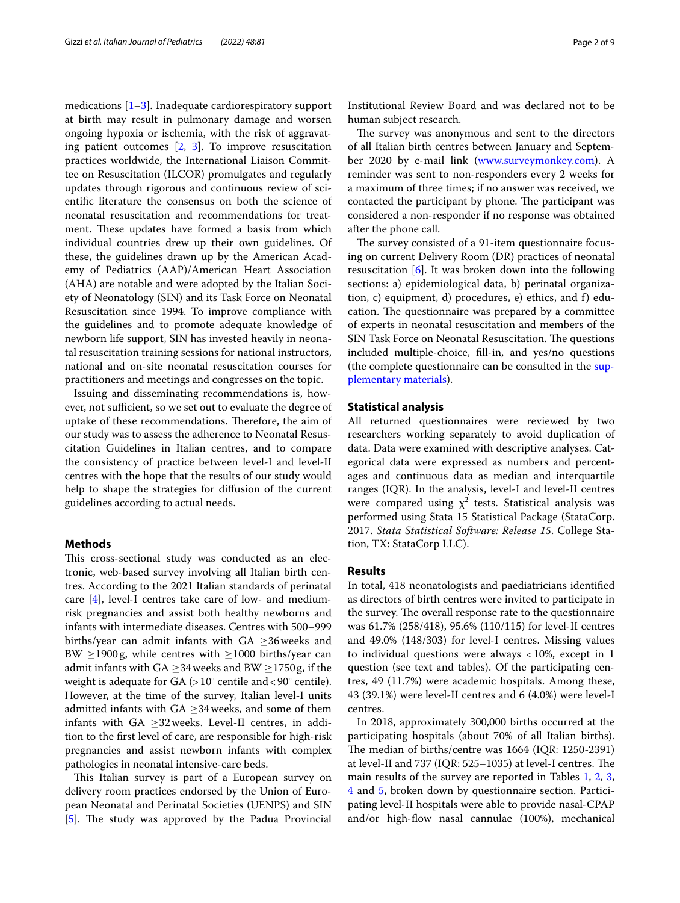medications [1–3]. Inadequate cardiorespiratory support at birth may result in pulmonary damage and worsen ongoing hypoxia or ischemia, with the risk of aggravating patient outcomes [2, 3]. To improve resuscitation practices worldwide, the International Liaison Committee on Resuscitation (ILCOR) promulgates and regularly updates through rigorous and continuous review of scientific literature the consensus on both the science of neonatal resuscitation and recommendations for treatment. These updates have formed a basis from which individual countries drew up their own guidelines. Of these, the guidelines drawn up by the American Academy of Pediatrics (AAP)/American Heart Association (AHA) are notable and were adopted by the Italian Society of Neonatology (SIN) and its Task Force on Neonatal Resuscitation since 1994. To improve compliance with the guidelines and to promote adequate knowledge of newborn life support, SIN has invested heavily in neonatal resuscitation training sessions for national instructors, national and on-site neonatal resuscitation courses for practitioners and meetings and congresses on the topic.

Issuing and disseminating recommendations is, however, not sufficient, so we set out to evaluate the degree of uptake of these recommendations. Therefore, the aim of our study was to assess the adherence to Neonatal Resuscitation Guidelines in Italian centres, and to compare the consistency of practice between level-I and level-II centres with the hope that the results of our study would help to shape the strategies for diffusion of the current guidelines according to actual needs.

## Methods

This cross-sectional study was conducted as an electronic, web-based survey involving all Italian birth centres. According to the 2021 Italian standards of perinatal care [4], level-I centres take care of low- and medium-risk pregnancies and assist both healthy newborns and infants with intermediate diseases. Centres with 500–999 births/year can admit infants with GA ≥36 weeks and BW ≥1900 g, while centres with ≥1000 births/year can admit infants with GA ≥34 weeks and BW ≥1750 g, if the weight is adequate for GA (>10° centile and <90° centile). However, at the time of the survey, Italian level-I units admitted infants with GA ≥34 weeks, and some of them infants with GA ≥32 weeks. Level-II centres, in addition to the first level of care, are responsible for high-risk pregnancies and assist newborn infants with complex pathologies in neonatal intensive-care beds.

This Italian survey is part of a European survey on delivery room practices endorsed by the Union of European Neonatal and Perinatal Societies (UENPS) and SIN [5]. The study was approved by the Padua Provincial Institutional Review Board and was declared not to be human subject research.

The survey was anonymous and sent to the directors of all Italian birth centres between January and September 2020 by e-mail link (www.surveymonkey.com). A reminder was sent to non-responders every 2 weeks for a maximum of three times; if no answer was received, we contacted the participant by phone. The participant was considered a non-responder if no response was obtained after the phone call.

The survey consisted of a 91-item questionnaire focusing on current Delivery Room (DR) practices of neonatal resuscitation [6]. It was broken down into the following sections: a) epidemiological data, b) perinatal organization, c) equipment, d) procedures, e) ethics, and f) education. The questionnaire was prepared by a committee of experts in neonatal resuscitation and members of the SIN Task Force on Neonatal Resuscitation. The questions included multiple-choice, fill-in, and yes/no questions (the complete questionnaire can be consulted in the supplementary materials).

### Statistical analysis

All returned questionnaires were reviewed by two researchers working separately to avoid duplication of data. Data were examined with descriptive analyses. Categorical data were expressed as numbers and percentages and continuous data as median and interquartile ranges (IQR). In the analysis, level-I and level-II centres were compared using $\chi^2$ tests. Statistical analysis was performed using Stata 15 Statistical Package (StataCorp. 2017. *Stata Statistical Software: Release 15*. College Station, TX: StataCorp LLC).

## Results

In total, 418 neonatologists and paediatricians identified as directors of birth centres were invited to participate in the survey. The overall response rate to the questionnaire was 61.7% (258/418), 95.6% (110/115) for level-II centres and 49.0% (148/303) for level-I centres. Missing values to individual questions were always <10%, except in 1 question (see text and tables). Of the participating centres, 49 (11.7%) were academic hospitals. Among these, 43 (39.1%) were level-II centres and 6 (4.0%) were level-I centres.

In 2018, approximately 300,000 births occurred at the participating hospitals (about 70% of all Italian births). The median of births/centre was 1664 (IQR: 1250-2391) at level-II and 737 (IQR: 525–1035) at level-I centres. The main results of the survey are reported in Tables 1, 2, 3, 4 and 5, broken down by questionnaire section. Participating level-II hospitals were able to provide nasal-CPAP and/or high-flow nasal cannulae (100%), mechanical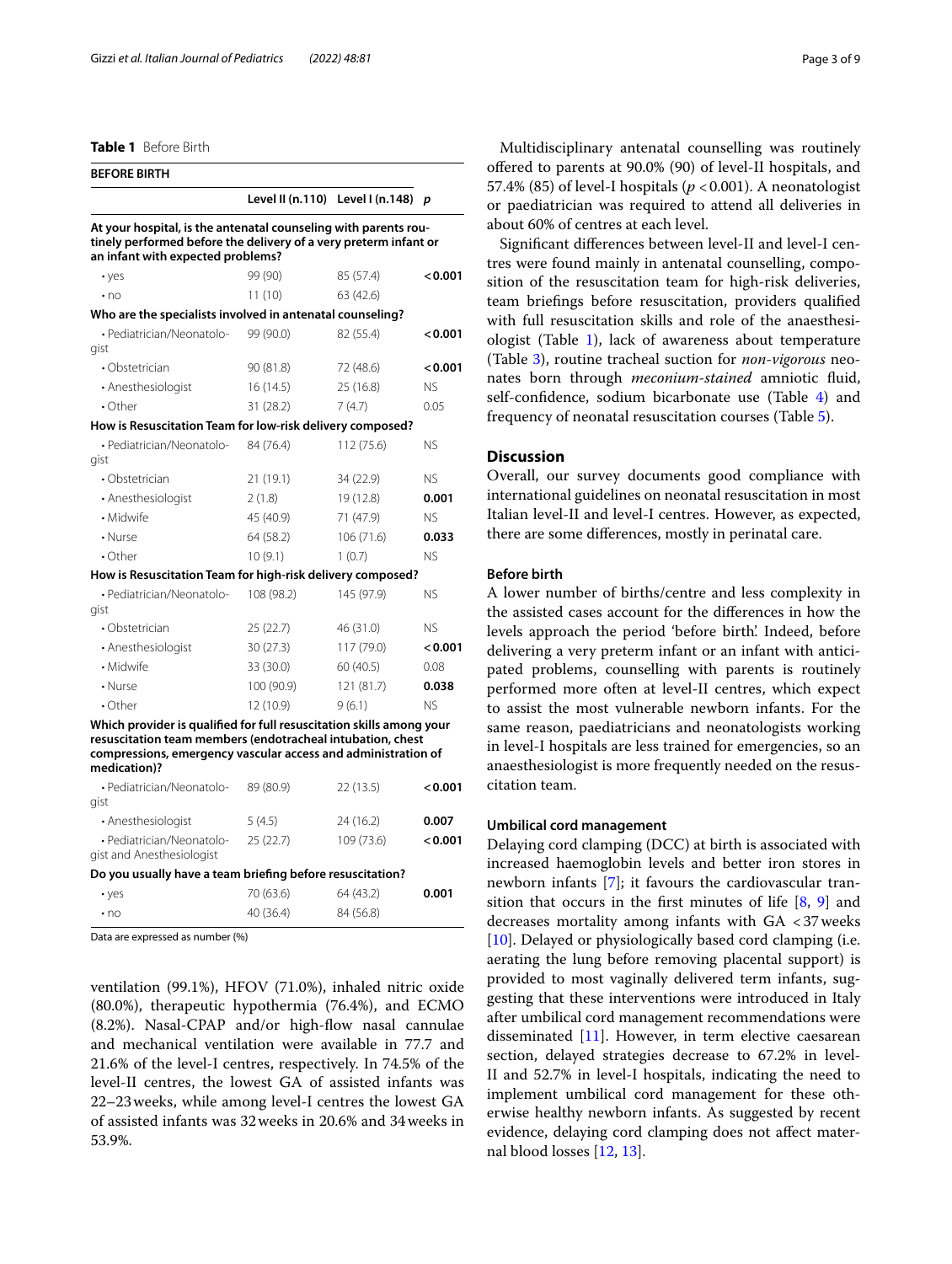**Table 1** Before Birth

| BEFORE BIRTH | | | |
|---|---|---|---|
| | Level II (n.110) | Level I (n.148) | *p* |
| **At your hospital, is the antenatal counseling with parents routinely performed before the delivery of a very preterm infant or an infant with expected problems?** | | | |
| • yes | 99 (90) | 85 (57.4) | **<0.001** |
| • no | 11 (10) | 63 (42.6) | |
| **Who are the specialists involved in antenatal counseling?** | | | |
| • Pediatrician/Neonatologist | 99 (90.0) | 82 (55.4) | **<0.001** |
| • Obstetrician | 90 (81.8) | 72 (48.6) | **<0.001** |
| • Anesthesiologist | 16 (14.5) | 25 (16.8) | NS |
| • Other | 31 (28.2) | 7 (4.7) | 0.05 |
| **How is Resuscitation Team for low-risk delivery composed?** | | | |
| • Pediatrician/Neonatologist | 84 (76.4) | 112 (75.6) | NS |
| • Obstetrician | 21 (19.1) | 34 (22.9) | NS |
| • Anesthesiologist | 2 (1.8) | 19 (12.8) | **0.001** |
| • Midwife | 45 (40.9) | 71 (47.9) | NS |
| • Nurse | 64 (58.2) | 106 (71.6) | **0.033** |
| • Other | 10 (9.1) | 1 (0.7) | NS |
| **How is Resuscitation Team for high-risk delivery composed?** | | | |
| • Pediatrician/Neonatologist | 108 (98.2) | 145 (97.9) | NS |
| • Obstetrician | 25 (22.7) | 46 (31.0) | NS |
| • Anesthesiologist | 30 (27.3) | 117 (79.0) | **<0.001** |
| • Midwife | 33 (30.0) | 60 (40.5) | 0.08 |
| • Nurse | 100 (90.9) | 121 (81.7) | **0.038** |
| • Other | 12 (10.9) | 9 (6.1) | NS |
| **Which provider is qualified for full resuscitation skills among your resuscitation team members (endotracheal intubation, chest compressions, emergency vascular access and administration of medication)?** | | | |
| • Pediatrician/Neonatologist | 89 (80.9) | 22 (13.5) | **<0.001** |
| • Anesthesiologist | 5 (4.5) | 24 (16.2) | **0.007** |
| • Pediatrician/Neonatologist and Anesthesiologist | 25 (22.7) | 109 (73.6) | **<0.001** |
| **Do you usually have a team briefing before resuscitation?** | | | |
| • yes | 70 (63.6) | 64 (43.2) | **0.001** |
| • no | 40 (36.4) | 84 (56.8) | |

Data are expressed as number (%)

ventilation (99.1%), HFOV (71.0%), inhaled nitric oxide (80.0%), therapeutic hypothermia (76.4%), and ECMO (8.2%). Nasal-CPAP and/or high-flow nasal cannulae and mechanical ventilation were available in 77.7 and 21.6% of the level-I centres, respectively. In 74.5% of the level-II centres, the lowest GA of assisted infants was 22–23 weeks, while among level-I centres the lowest GA of assisted infants was 32 weeks in 20.6% and 34 weeks in 53.9%.

Multidisciplinary antenatal counselling was routinely offered to parents at 90.0% (90) of level-II hospitals, and 57.4% (85) of level-I hospitals ($p<0.001$). A neonatologist or paediatrician was required to attend all deliveries in about 60% of centres at each level.

Significant differences between level-II and level-I centres were found mainly in antenatal counselling, composition of the resuscitation team for high-risk deliveries, team briefings before resuscitation, providers qualified with full resuscitation skills and role of the anaesthesiologist (Table 1), lack of awareness about temperature (Table 3), routine tracheal suction for *non-vigorous* neonates born through *meconium-stained* amniotic fluid, self-confidence, sodium bicarbonate use (Table 4) and frequency of neonatal resuscitation courses (Table 5).

## Discussion

Overall, our survey documents good compliance with international guidelines on neonatal resuscitation in most Italian level-II and level-I centres. However, as expected, there are some differences, mostly in perinatal care.

### Before birth

A lower number of births/centre and less complexity in the assisted cases account for the differences in how the levels approach the period 'before birth'. Indeed, before delivering a very preterm infant or an infant with anticipated problems, counselling with parents is routinely performed more often at level-II centres, which expect to assist the most vulnerable newborn infants. For the same reason, paediatricians and neonatologists working in level-I hospitals are less trained for emergencies, so an anaesthesiologist is more frequently needed on the resuscitation team.

### Umbilical cord management

Delaying cord clamping (DCC) at birth is associated with increased haemoglobin levels and better iron stores in newborn infants [7]; it favours the cardiovascular transition that occurs in the first minutes of life [8, 9] and decreases mortality among infants with GA <37 weeks [10]. Delayed or physiologically based cord clamping (i.e. aerating the lung before removing placental support) is provided to most vaginally delivered term infants, suggesting that these interventions were introduced in Italy after umbilical cord management recommendations were disseminated [11]. However, in term elective caesarean section, delayed strategies decrease to 67.2% in level-II and 52.7% in level-I hospitals, indicating the need to implement umbilical cord management for these otherwise healthy newborn infants. As suggested by recent evidence, delaying cord clamping does not affect maternal blood losses [12, 13].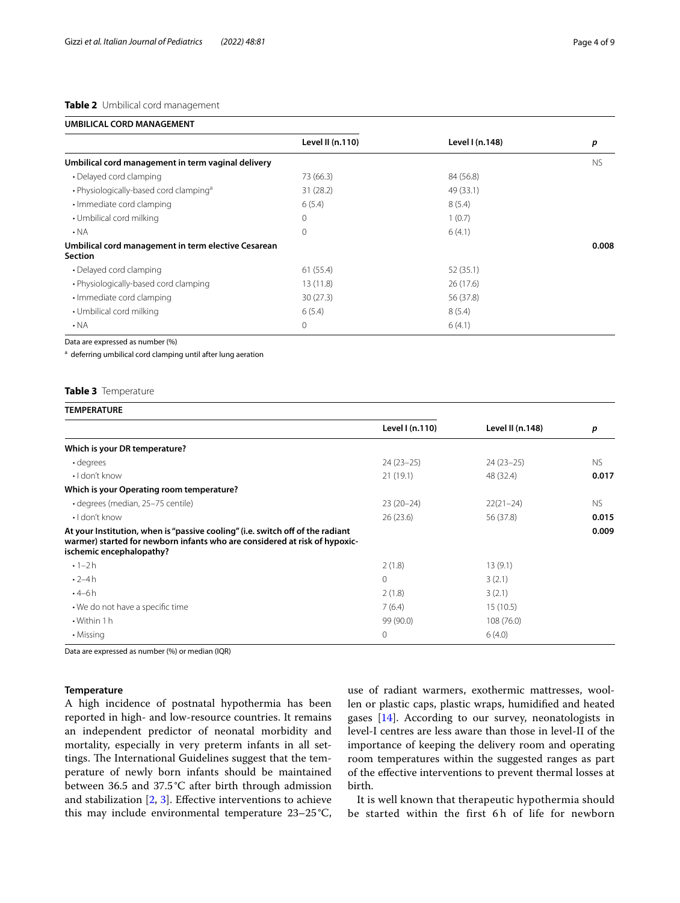**Table 2** Umbilical cord management

| UMBILICAL CORD MANAGEMENT | | | |
|---|---|---|---|
| | **Level II (n.110)** | **Level I (n.148)** | ***p*** |
| **Umbilical cord management in term vaginal delivery** | | | NS |
| • Delayed cord clamping | 73 (66.3) | 84 (56.8) | |
| • Physiologically-based cord clamping[a] | 31 (28.2) | 49 (33.1) | |
| • Immediate cord clamping | 6 (5.4) | 8 (5.4) | |
| • Umbilical cord milking | 0 | 1 (0.7) | |
| • NA | 0 | 6 (4.1) | |
| **Umbilical cord management in term elective Cesarean Section** | | | **0.008** |
| • Delayed cord clamping | 61 (55.4) | 52 (35.1) | |
| • Physiologically-based cord clamping | 13 (11.8) | 26 (17.6) | |
| • Immediate cord clamping | 30 (27.3) | 56 (37.8) | |
| • Umbilical cord milking | 6 (5.4) | 8 (5.4) | |
| • NA | 0 | 6 (4.1) | |

Data are expressed as number (%)

[a] deferring umbilical cord clamping until after lung aeration

**Table 3** Temperature

| TEMPERATURE | | | |
|---|---|---|---|
| | **Level I (n.110)** | **Level II (n.148)** | ***p*** |
| **Which is your DR temperature?** | | | |
| • degrees | 24 (23–25) | 24 (23–25) | NS |
| • I don't know | 21 (19.1) | 48 (32.4) | **0.017** |
| **Which is your Operating room temperature?** | | | |
| • degrees (median, 25–75 centile) | 23 (20–24) | 22(21–24) | NS |
| • I don't know | 26 (23.6) | 56 (37.8) | **0.015** |
| **At your Institution, when is "passive cooling" (i.e. switch off of the radiant warmer) started for newborn infants who are considered at risk of hypoxic-ischemic encephalopathy?** | | | **0.009** |
| • 1–2 h | 2 (1.8) | 13 (9.1) | |
| • 2–4 h | 0 | 3 (2.1) | |
| • 4–6 h | 2 (1.8) | 3 (2.1) | |
| • We do not have a specific time | 7 (6.4) | 15 (10.5) | |
| • Within 1 h | 99 (90.0) | 108 (76.0) | |
| • Missing | 0 | 6 (4.0) | |

Data are expressed as number (%) or median (IQR)

### Temperature

A high incidence of postnatal hypothermia has been reported in high- and low-resource countries. It remains an independent predictor of neonatal morbidity and mortality, especially in very preterm infants in all settings. The International Guidelines suggest that the temperature of newly born infants should be maintained between 36.5 and 37.5 °C after birth through admission and stabilization [2, 3]. Effective interventions to achieve this may include environmental temperature 23–25 °C, use of radiant warmers, exothermic mattresses, woollen or plastic caps, plastic wraps, humidified and heated gases [14]. According to our survey, neonatologists in level-I centres are less aware than those in level-II of the importance of keeping the delivery room and operating room temperatures within the suggested ranges as part of the effective interventions to prevent thermal losses at birth.

It is well known that therapeutic hypothermia should be started within the first 6 h of life for newborn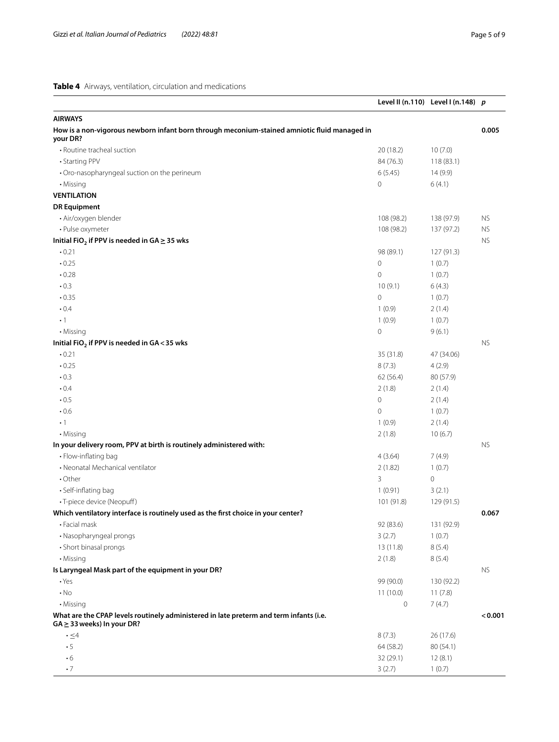**Table 4** Airways, ventilation, circulation and medications

| | Level II (n.110) | Level I (n.148) | *p* |
|---|---|---|---|
| **AIRWAYS** | | | |
| **How is a non-vigorous newborn infant born through meconium-stained amniotic fluid managed in your DR?** | | | **0.005** |
| • Routine tracheal suction | 20 (18.2) | 10 (7.0) | |
| • Starting PPV | 84 (76.3) | 118 (83.1) | |
| • Oro-nasopharyngeal suction on the perineum | 6 (5.45) | 14 (9.9) | |
| • Missing | 0 | 6 (4.1) | |
| **VENTILATION** | | | |
| **DR Equipment** | | | |
| • Air/oxygen blender | 108 (98.2) | 138 (97.9) | NS |
| • Pulse oxymeter | 108 (98.2) | 137 (97.2) | NS |
| **Initial $FiO_2$ if PPV is needed in GA ≥ 35 wks** | | | NS |
| • 0.21 | 98 (89.1) | 127 (91.3) | |
| • 0.25 | 0 | 1 (0.7) | |
| • 0.28 | 0 | 1 (0.7) | |
| • 0.3 | 10 (9.1) | 6 (4.3) | |
| • 0.35 | 0 | 1 (0.7) | |
| • 0.4 | 1 (0.9) | 2 (1.4) | |
| • 1 | 1 (0.9) | 1 (0.7) | |
| • Missing | 0 | 9 (6.1) | |
| **Initial $FiO_2$ if PPV is needed in GA < 35 wks** | | | NS |
| • 0.21 | 35 (31.8) | 47 (34.06) | |
| • 0.25 | 8 (7.3) | 4 (2.9) | |
| • 0.3 | 62 (56.4) | 80 (57.9) | |
| • 0.4 | 2 (1.8) | 2 (1.4) | |
| • 0.5 | 0 | 2 (1.4) | |
| • 0.6 | 0 | 1 (0.7) | |
| • 1 | 1 (0.9) | 2 (1.4) | |
| • Missing | 2 (1.8) | 10 (6.7) | |
| **In your delivery room, PPV at birth is routinely administered with:** | | | NS |
| • Flow-inflating bag | 4 (3.64) | 7 (4.9) | |
| • Neonatal Mechanical ventilator | 2 (1.82) | 1 (0.7) | |
| • Other | 3 | 0 | |
| • Self-inflating bag | 1 (0.91) | 3 (2.1) | |
| • T-piece device (Neopuff) | 101 (91.8) | 129 (91.5) | |
| **Which ventilatory interface is routinely used as the first choice in your center?** | | | **0.067** |
| • Facial mask | 92 (83.6) | 131 (92.9) | |
| • Nasopharyngeal prongs | 3 (2.7) | 1 (0.7) | |
| • Short binasal prongs | 13 (11.8) | 8 (5.4) | |
| • Missing | 2 (1.8) | 8 (5.4) | |
| **Is Laryngeal Mask part of the equipment in your DR?** | | | NS |
| • Yes | 99 (90.0) | 130 (92.2) | |
| • No | 11 (10.0) | 11 (7.8) | |
| • Missing | 0 | 7 (4.7) | |
| **What are the CPAP levels routinely administered in late preterm and term infants (i.e. GA ≥ 33 weeks) In your DR?** | | | **< 0.001** |
| • ≤4 | 8 (7.3) | 26 (17.6) | |
| • 5 | 64 (58.2) | 80 (54.1) | |
| • 6 | 32 (29.1) | 12 (8.1) | |
| • 7 | 3 (2.7) | 1 (0.7) | |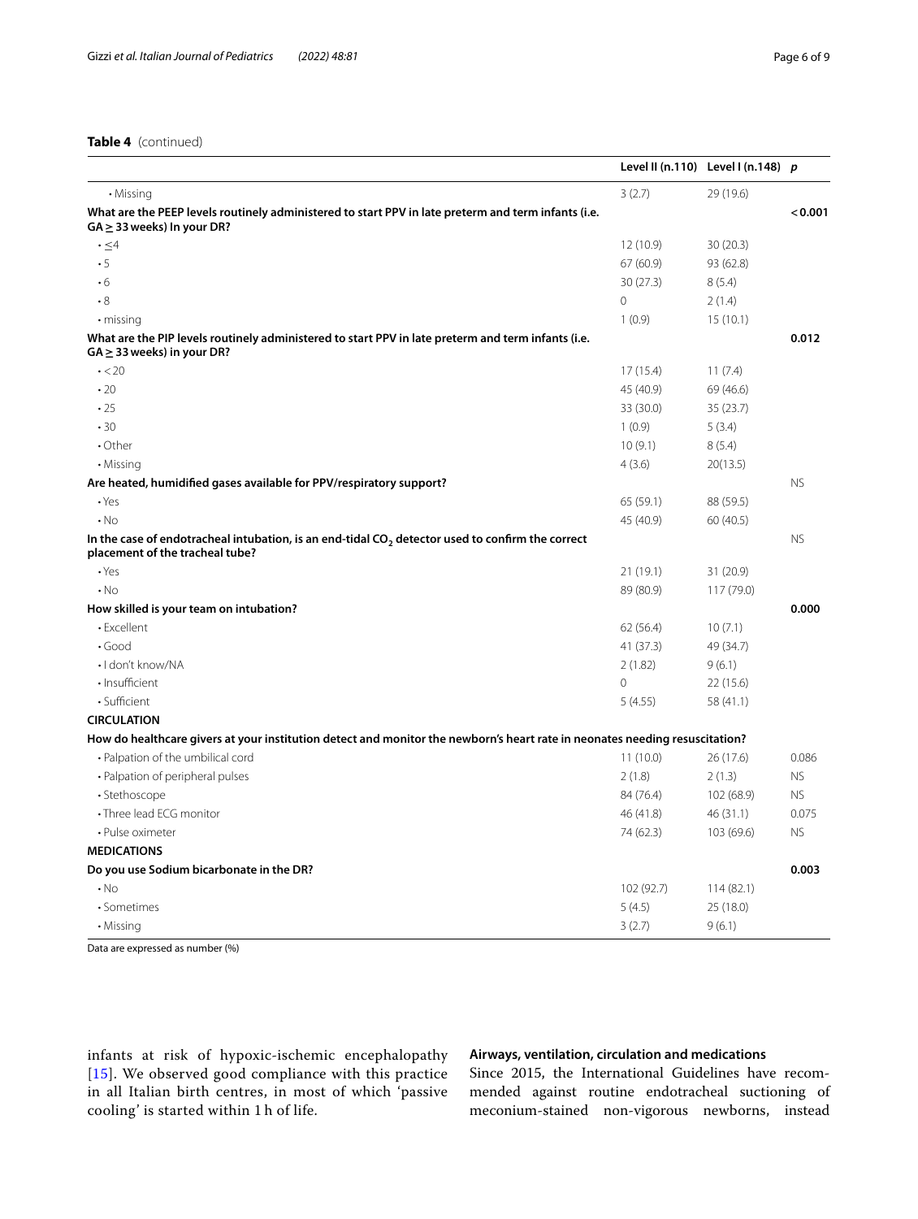**Table 4** (continued)

| | Level II (n.110) | Level I (n.148) | *p* |
|---|---|---|---|
| • Missing | 3 (2.7) | 29 (19.6) | |
| **What are the PEEP levels routinely administered to start PPV in late preterm and term infants (i.e. GA ≥ 33 weeks) In your DR?** | | | **< 0.001** |
| • ≤4 | 12 (10.9) | 30 (20.3) | |
| • 5 | 67 (60.9) | 93 (62.8) | |
| • 6 | 30 (27.3) | 8 (5.4) | |
| • 8 | 0 | 2 (1.4) | |
| • missing | 1 (0.9) | 15 (10.1) | |
| **What are the PIP levels routinely administered to start PPV in late preterm and term infants (i.e. GA ≥ 33 weeks) in your DR?** | | | **0.012** |
| • < 20 | 17 (15.4) | 11 (7.4) | |
| • 20 | 45 (40.9) | 69 (46.6) | |
| • 25 | 33 (30.0) | 35 (23.7) | |
| • 30 | 1 (0.9) | 5 (3.4) | |
| • Other | 10 (9.1) | 8 (5.4) | |
| • Missing | 4 (3.6) | 20(13.5) | |
| **Are heated, humidified gases available for PPV/respiratory support?** | | | NS |
| • Yes | 65 (59.1) | 88 (59.5) | |
| • No | 45 (40.9) | 60 (40.5) | |
| **In the case of endotracheal intubation, is an end-tidal $CO_2$ detector used to confirm the correct placement of the tracheal tube?** | | | NS |
| • Yes | 21 (19.1) | 31 (20.9) | |
| • No | 89 (80.9) | 117 (79.0) | |
| **How skilled is your team on intubation?** | | | **0.000** |
| • Excellent | 62 (56.4) | 10 (7.1) | |
| • Good | 41 (37.3) | 49 (34.7) | |
| • I don't know/NA | 2 (1.82) | 9 (6.1) | |
| • Insufficient | 0 | 22 (15.6) | |
| • Sufficient | 5 (4.55) | 58 (41.1) | |
| **CIRCULATION** | | | |
| **How do healthcare givers at your institution detect and monitor the newborn's heart rate in neonates needing resuscitation?** | | | |
| • Palpation of the umbilical cord | 11 (10.0) | 26 (17.6) | 0.086 |
| • Palpation of peripheral pulses | 2 (1.8) | 2 (1.3) | NS |
| • Stethoscope | 84 (76.4) | 102 (68.9) | NS |
| • Three lead ECG monitor | 46 (41.8) | 46 (31.1) | 0.075 |
| • Pulse oximeter | 74 (62.3) | 103 (69.6) | NS |
| **MEDICATIONS** | | | |
| **Do you use Sodium bicarbonate in the DR?** | | | **0.003** |
| • No | 102 (92.7) | 114 (82.1) | |
| • Sometimes | 5 (4.5) | 25 (18.0) | |
| • Missing | 3 (2.7) | 9 (6.1) | |

Data are expressed as number (%)

infants at risk of hypoxic-ischemic encephalopathy [15]. We observed good compliance with this practice in all Italian birth centres, in most of which 'passive cooling' is started within 1 h of life.

### Airways, ventilation, circulation and medications

Since 2015, the International Guidelines have recommended against routine endotracheal suctioning of meconium-stained non-vigorous newborns, instead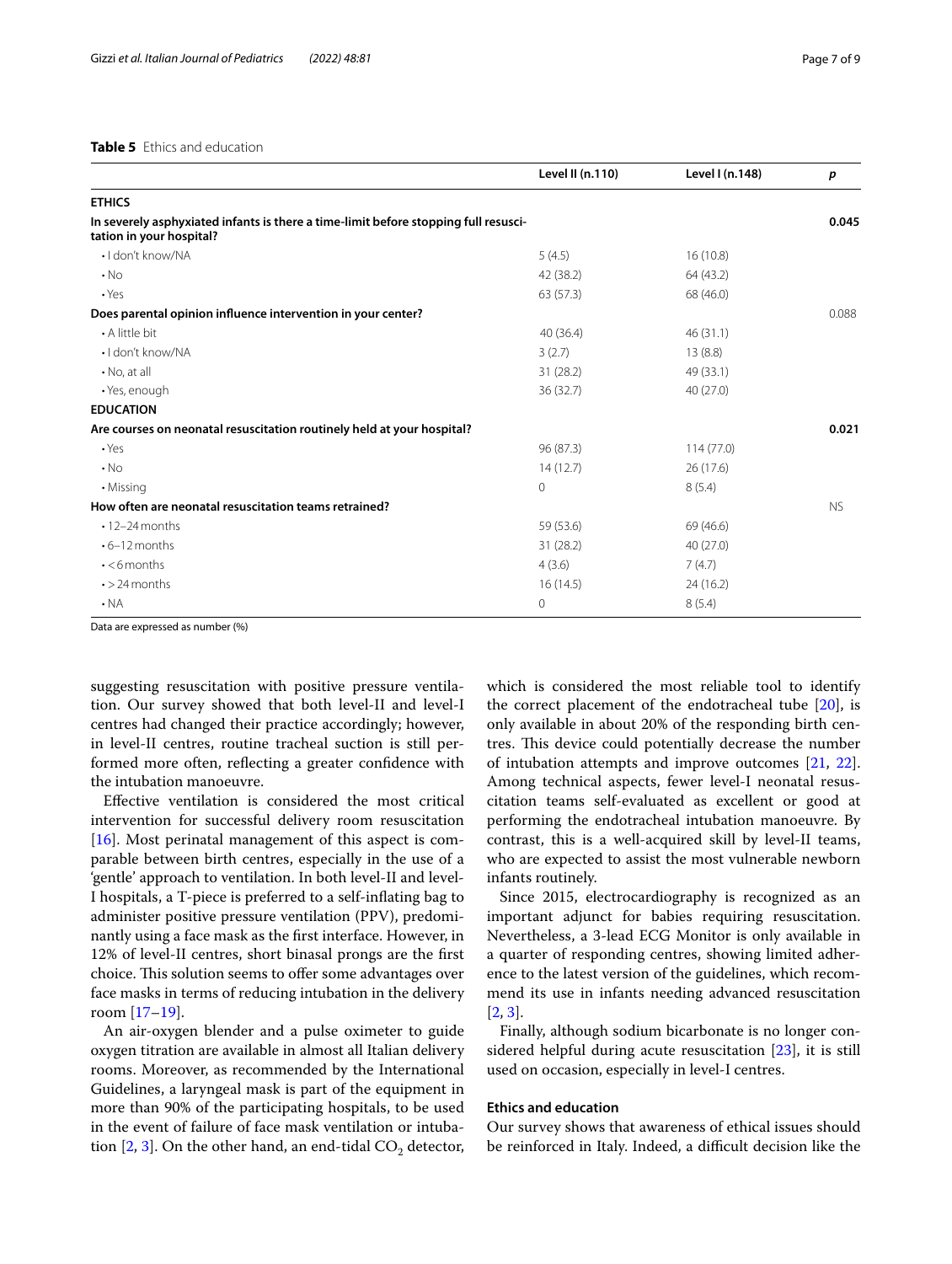**Table 5** Ethics and education

| | Level II (n.110) | Level I (n.148) | *p* |
|---|---|---|---|
| **ETHICS** | | | |
| **In severely asphyxiated infants is there a time-limit before stopping full resuscitation in your hospital?** | | | **0.045** |
| • I don't know/NA | 5 (4.5) | 16 (10.8) | |
| • No | 42 (38.2) | 64 (43.2) | |
| • Yes | 63 (57.3) | 68 (46.0) | |
| **Does parental opinion influence intervention in your center?** | | | 0.088 |
| • A little bit | 40 (36.4) | 46 (31.1) | |
| • I don't know/NA | 3 (2.7) | 13 (8.8) | |
| • No, at all | 31 (28.2) | 49 (33.1) | |
| • Yes, enough | 36 (32.7) | 40 (27.0) | |
| **EDUCATION** | | | |
| **Are courses on neonatal resuscitation routinely held at your hospital?** | | | **0.021** |
| • Yes | 96 (87.3) | 114 (77.0) | |
| • No | 14 (12.7) | 26 (17.6) | |
| • Missing | 0 | 8 (5.4) | |
| **How often are neonatal resuscitation teams retrained?** | | | NS |
| • 12–24 months | 59 (53.6) | 69 (46.6) | |
| • 6–12 months | 31 (28.2) | 40 (27.0) | |
| • <6 months | 4 (3.6) | 7 (4.7) | |
| • >24 months | 16 (14.5) | 24 (16.2) | |
| • NA | 0 | 8 (5.4) | |

Data are expressed as number (%)

suggesting resuscitation with positive pressure ventilation. Our survey showed that both level-II and level-I centres had changed their practice accordingly; however, in level-II centres, routine tracheal suction is still performed more often, reflecting a greater confidence with the intubation manoeuvre.

Effective ventilation is considered the most critical intervention for successful delivery room resuscitation [16]. Most perinatal management of this aspect is comparable between birth centres, especially in the use of a 'gentle' approach to ventilation. In both level-II and level-I hospitals, a T-piece is preferred to a self-inflating bag to administer positive pressure ventilation (PPV), predominantly using a face mask as the first interface. However, in 12% of level-II centres, short binasal prongs are the first choice. This solution seems to offer some advantages over face masks in terms of reducing intubation in the delivery room [17–19].

An air-oxygen blender and a pulse oximeter to guide oxygen titration are available in almost all Italian delivery rooms. Moreover, as recommended by the International Guidelines, a laryngeal mask is part of the equipment in more than 90% of the participating hospitals, to be used in the event of failure of face mask ventilation or intubation [2, 3]. On the other hand, an end-tidal $CO_2$ detector, which is considered the most reliable tool to identify the correct placement of the endotracheal tube [20], is only available in about 20% of the responding birth centres. This device could potentially decrease the number of intubation attempts and improve outcomes [21, 22]. Among technical aspects, fewer level-I neonatal resuscitation teams self-evaluated as excellent or good at performing the endotracheal intubation manoeuvre. By contrast, this is a well-acquired skill by level-II teams, who are expected to assist the most vulnerable newborn infants routinely.

Since 2015, electrocardiography is recognized as an important adjunct for babies requiring resuscitation. Nevertheless, a 3-lead ECG Monitor is only available in a quarter of responding centres, showing limited adherence to the latest version of the guidelines, which recommend its use in infants needing advanced resuscitation [2, 3].

Finally, although sodium bicarbonate is no longer considered helpful during acute resuscitation [23], it is still used on occasion, especially in level-I centres.

### Ethics and education

Our survey shows that awareness of ethical issues should be reinforced in Italy. Indeed, a difficult decision like the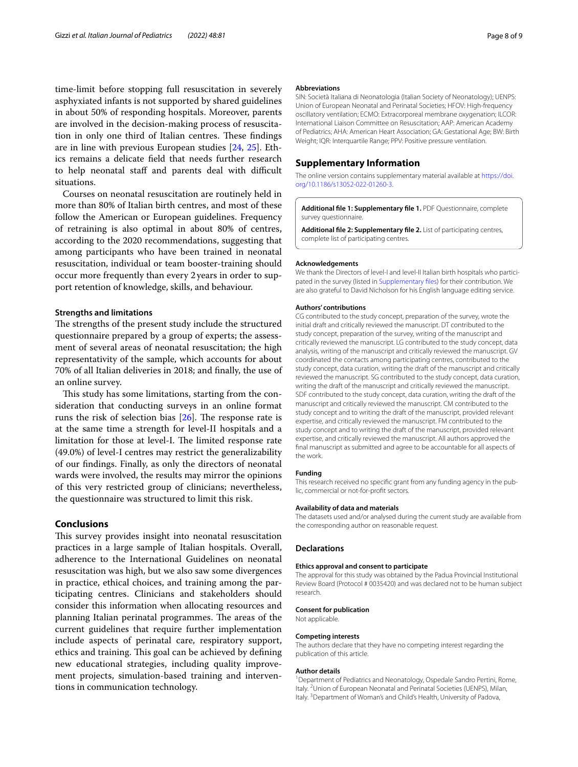time-limit before stopping full resuscitation in severely asphyxiated infants is not supported by shared guidelines in about 50% of responding hospitals. Moreover, parents are involved in the decision-making process of resuscitation in only one third of Italian centres. These findings are in line with previous European studies [24, 25]. Ethics remains a delicate field that needs further research to help neonatal staff and parents deal with difficult situations.

Courses on neonatal resuscitation are routinely held in more than 80% of Italian birth centres, and most of these follow the American or European guidelines. Frequency of retraining is also optimal in about 80% of centres, according to the 2020 recommendations, suggesting that among participants who have been trained in neonatal resuscitation, individual or team booster-training should occur more frequently than every 2 years in order to support retention of knowledge, skills, and behaviour.

### Strengths and limitations

The strengths of the present study include the structured questionnaire prepared by a group of experts; the assessment of several areas of neonatal resuscitation; the high representativity of the sample, which accounts for about 70% of all Italian deliveries in 2018; and finally, the use of an online survey.

This study has some limitations, starting from the consideration that conducting surveys in an online format runs the risk of selection bias [26]. The response rate is at the same time a strength for level-II hospitals and a limitation for those at level-I. The limited response rate (49.0%) of level-I centres may restrict the generalizability of our findings. Finally, as only the directors of neonatal wards were involved, the results may mirror the opinions of this very restricted group of clinicians; nevertheless, the questionnaire was structured to limit this risk.

## Conclusions

This survey provides insight into neonatal resuscitation practices in a large sample of Italian hospitals. Overall, adherence to the International Guidelines on neonatal resuscitation was high, but we also saw some divergences in practice, ethical choices, and training among the participating centres. Clinicians and stakeholders should consider this information when allocating resources and planning Italian perinatal programmes. The areas of the current guidelines that require further implementation include aspects of perinatal care, respiratory support, ethics and training. This goal can be achieved by defining new educational strategies, including quality improvement projects, simulation-based training and interventions in communication technology.

### Abbreviations

SIN: Società Italiana di Neonatologia (Italian Society of Neonatology); UENPS: Union of European Neonatal and Perinatal Societies; HFOV: High-frequency oscillatory ventilation; ECMO: Extracorporeal membrane oxygenation; ILCOR: International Liaison Committee on Resuscitation; AAP: American Academy of Pediatrics; AHA: American Heart Association; GA: Gestational Age; BW: Birth Weight; IQR: Interquartile Range; PPV: Positive pressure ventilation.

## Supplementary Information

The online version contains supplementary material available at https://doi.org/10.1186/s13052-022-01260-3.

**Additional file 1: Supplementary file 1.** PDF Questionnaire, complete survey questionnaire.

**Additional file 2: Supplementary file 2.** List of participating centres, complete list of participating centres.

### Acknowledgements

We thank the Directors of level-I and level-II Italian birth hospitals who participated in the survey (listed in Supplementary files) for their contribution. We are also grateful to David Nicholson for his English language editing service.

### Authors' contributions

CG contributed to the study concept, preparation of the survey, wrote the initial draft and critically reviewed the manuscript. DT contributed to the study concept, preparation of the survey, writing of the manuscript and critically reviewed the manuscript. LG contributed to the study concept, data analysis, writing of the manuscript and critically reviewed the manuscript. GV coordinated the contacts among participating centres, contributed to the study concept, data curation, writing the draft of the manuscript and critically reviewed the manuscript. SG contributed to the study concept, data curation, writing the draft of the manuscript and critically reviewed the manuscript. SDF contributed to the study concept, data curation, writing the draft of the manuscript and critically reviewed the manuscript. CM contributed to the study concept and to writing the draft of the manuscript, provided relevant expertise, and critically reviewed the manuscript. FM contributed to the study concept and to writing the draft of the manuscript, provided relevant expertise, and critically reviewed the manuscript. All authors approved the final manuscript as submitted and agree to be accountable for all aspects of the work.

### Funding

This research received no specific grant from any funding agency in the public, commercial or not-for-profit sectors.

### Availability of data and materials

The datasets used and/or analysed during the current study are available from the corresponding author on reasonable request.

## Declarations

### Ethics approval and consent to participate

The approval for this study was obtained by the Padua Provincial Institutional Review Board (Protocol # 0035420) and was declared not to be human subject research.

### Consent for publication

Not applicable.

### Competing interests

The authors declare that they have no competing interest regarding the publication of this article.

### Author details

[1]Department of Pediatrics and Neonatology, Ospedale Sandro Pertini, Rome, Italy. [2]Union of European Neonatal and Perinatal Societies (UENPS), Milan, Italy. [3]Department of Woman's and Child's Health, University of Padova,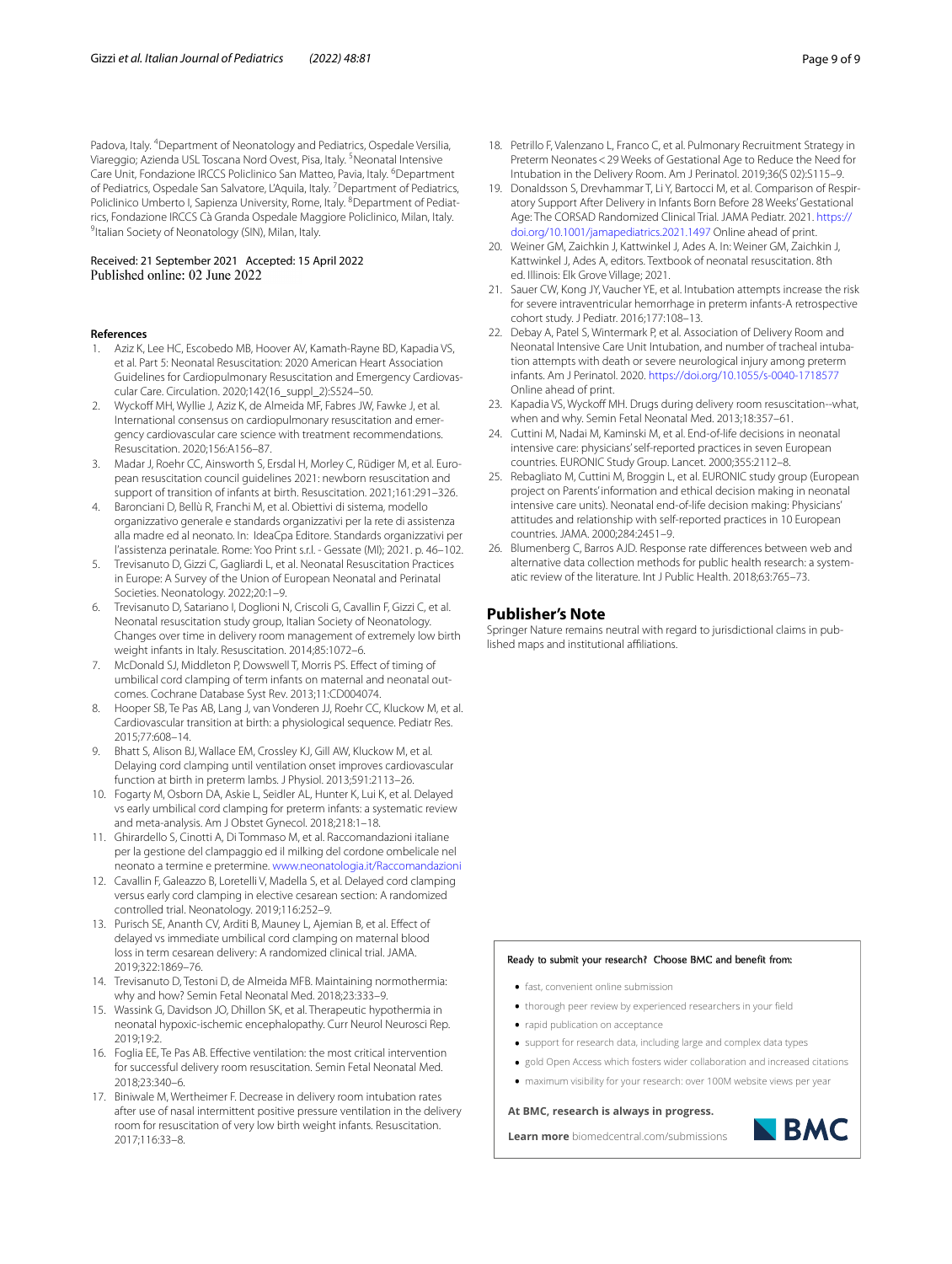Padova, Italy. [4]Department of Neonatology and Pediatrics, Ospedale Versilia, Viareggio; Azienda USL Toscana Nord Ovest, Pisa, Italy. [5]Neonatal Intensive Care Unit, Fondazione IRCCS Policlinico San Matteo, Pavia, Italy. [6]Department of Pediatrics, Ospedale San Salvatore, L'Aquila, Italy. [7]Department of Pediatrics, Policlinico Umberto I, Sapienza University, Rome, Italy. [8]Department of Pediatrics, Fondazione IRCCS Cà Granda Ospedale Maggiore Policlinico, Milan, Italy. [9]Italian Society of Neonatology (SIN), Milan, Italy.

Received: 21 September 2021 Accepted: 15 April 2022
Published online: 02 June 2022

## References

1. Aziz K, Lee HC, Escobedo MB, Hoover AV, Kamath-Rayne BD, Kapadia VS, et al. Part 5: Neonatal Resuscitation: 2020 American Heart Association Guidelines for Cardiopulmonary Resuscitation and Emergency Cardiovascular Care. Circulation. 2020;142(16_suppl_2):S524–50.
2. Wyckoff MH, Wyllie J, Aziz K, de Almeida MF, Fabres JW, Fawke J, et al. International consensus on cardiopulmonary resuscitation and emergency cardiovascular care science with treatment recommendations. Resuscitation. 2020;156:A156–87.
3. Madar J, Roehr CC, Ainsworth S, Ersdal H, Morley C, Rüdiger M, et al. European resuscitation council guidelines 2021: newborn resuscitation and support of transition of infants at birth. Resuscitation. 2021;161:291–326.
4. Baronciani D, Bellù R, Franchi M, et al. Obiettivi di sistema, modello organizzativo generale e standards organizzativi per la rete di assistenza alla madre ed al neonato. In: IdeaCpa Editore. Standards organizzativi per l'assistenza perinatale. Rome: Yoo Print s.r.l. - Gessate (MI); 2021. p. 46–102.
5. Trevisanuto D, Gizzi C, Gagliardi L, et al. Neonatal Resuscitation Practices in Europe: A Survey of the Union of European Neonatal and Perinatal Societies. Neonatology. 2022;20:1–9.
6. Trevisanuto D, Satariano I, Doglioni N, Criscoli G, Cavallin F, Gizzi C, et al. Neonatal resuscitation study group, Italian Society of Neonatology. Changes over time in delivery room management of extremely low birth weight infants in Italy. Resuscitation. 2014;85:1072–6.
7. McDonald SJ, Middleton P, Dowswell T, Morris PS. Effect of timing of umbilical cord clamping of term infants on maternal and neonatal outcomes. Cochrane Database Syst Rev. 2013;11:CD004074.
8. Hooper SB, Te Pas AB, Lang J, van Vonderen JJ, Roehr CC, Kluckow M, et al. Cardiovascular transition at birth: a physiological sequence. Pediatr Res. 2015;77:608–14.
9. Bhatt S, Alison BJ, Wallace EM, Crossley KJ, Gill AW, Kluckow M, et al. Delaying cord clamping until ventilation onset improves cardiovascular function at birth in preterm lambs. J Physiol. 2013;591:2113–26.
10. Fogarty M, Osborn DA, Askie L, Seidler AL, Hunter K, Lui K, et al. Delayed vs early umbilical cord clamping for preterm infants: a systematic review and meta-analysis. Am J Obstet Gynecol. 2018;218:1–18.
11. Ghirardello S, Cinotti A, Di Tommaso M, et al. Raccomandazioni italiane per la gestione del clampaggio ed il milking del cordone ombelicale nel neonato a termine e pretermine. www.neonatologia.it/Raccomandazioni
12. Cavallin F, Galeazzo B, Loretelli V, Madella S, et al. Delayed cord clamping versus early cord clamping in elective cesarean section: A randomized controlled trial. Neonatology. 2019;116:252–9.
13. Purisch SE, Ananth CV, Arditi B, Mauney L, Ajemian B, et al. Effect of delayed vs immediate umbilical cord clamping on maternal blood loss in term cesarean delivery: A randomized clinical trial. JAMA. 2019;322:1869–76.
14. Trevisanuto D, Testoni D, de Almeida MFB. Maintaining normothermia: why and how? Semin Fetal Neonatal Med. 2018;23:333–9.
15. Wassink G, Davidson JO, Dhillon SK, et al. Therapeutic hypothermia in neonatal hypoxic-ischemic encephalopathy. Curr Neurol Neurosci Rep. 2019;19:2.
16. Foglia EE, Te Pas AB. Effective ventilation: the most critical intervention for successful delivery room resuscitation. Semin Fetal Neonatal Med. 2018;23:340–6.
17. Biniwale M, Wertheimer F. Decrease in delivery room intubation rates after use of nasal intermittent positive pressure ventilation in the delivery room for resuscitation of very low birth weight infants. Resuscitation. 2017;116:33–8.
18. Petrillo F, Valenzano L, Franco C, et al. Pulmonary Recruitment Strategy in Preterm Neonates < 29 Weeks of Gestational Age to Reduce the Need for Intubation in the Delivery Room. Am J Perinatol. 2019;36(S 02):S115–9.
19. Donaldsson S, Drevhammar T, Li Y, Bartocci M, et al. Comparison of Respiratory Support After Delivery in Infants Born Before 28 Weeks' Gestational Age: The CORSAD Randomized Clinical Trial. JAMA Pediatr. 2021. https://doi.org/10.1001/jamapediatrics.2021.1497 Online ahead of print.
20. Weiner GM, Zaichkin J, Kattwinkel J, Ades A. In: Weiner GM, Zaichkin J, Kattwinkel J, Ades A, editors. Textbook of neonatal resuscitation. 8th ed. Illinois: Elk Grove Village; 2021.
21. Sauer CW, Kong JY, Vaucher YE, et al. Intubation attempts increase the risk for severe intraventricular hemorrhage in preterm infants-A retrospective cohort study. J Pediatr. 2016;177:108–13.
22. Debay A, Patel S, Wintermark P, et al. Association of Delivery Room and Neonatal Intensive Care Unit Intubation, and number of tracheal intubation attempts with death or severe neurological injury among preterm infants. Am J Perinatol. 2020. https://doi.org/10.1055/s-0040-1718577 Online ahead of print.
23. Kapadia VS, Wyckoff MH. Drugs during delivery room resuscitation--what, when and why. Semin Fetal Neonatal Med. 2013;18:357–61.
24. Cuttini M, Nadai M, Kaminski M, et al. End-of-life decisions in neonatal intensive care: physicians' self-reported practices in seven European countries. EURONIC Study Group. Lancet. 2000;355:2112–8.
25. Rebagliato M, Cuttini M, Broggin L, et al. EURONIC study group (European project on Parents' information and ethical decision making in neonatal intensive care units). Neonatal end-of-life decision making: Physicians' attitudes and relationship with self-reported practices in 10 European countries. JAMA. 2000;284:2451–9.
26. Blumenberg C, Barros AJD. Response rate differences between web and alternative data collection methods for public health research: a systematic review of the literature. Int J Public Health. 2018;63:765–73.

## Publisher's Note

Springer Nature remains neutral with regard to jurisdictional claims in published maps and institutional affiliations.

Ready to submit your research? Choose BMC and benefit from:

- fast, convenient online submission
- thorough peer review by experienced researchers in your field
- rapid publication on acceptance
- support for research data, including large and complex data types
- gold Open Access which fosters wider collaboration and increased citations
- maximum visibility for your research: over 100M website views per year

**At BMC, research is always in progress.**

**Learn more** biomedcentral.com/submissions

BMC